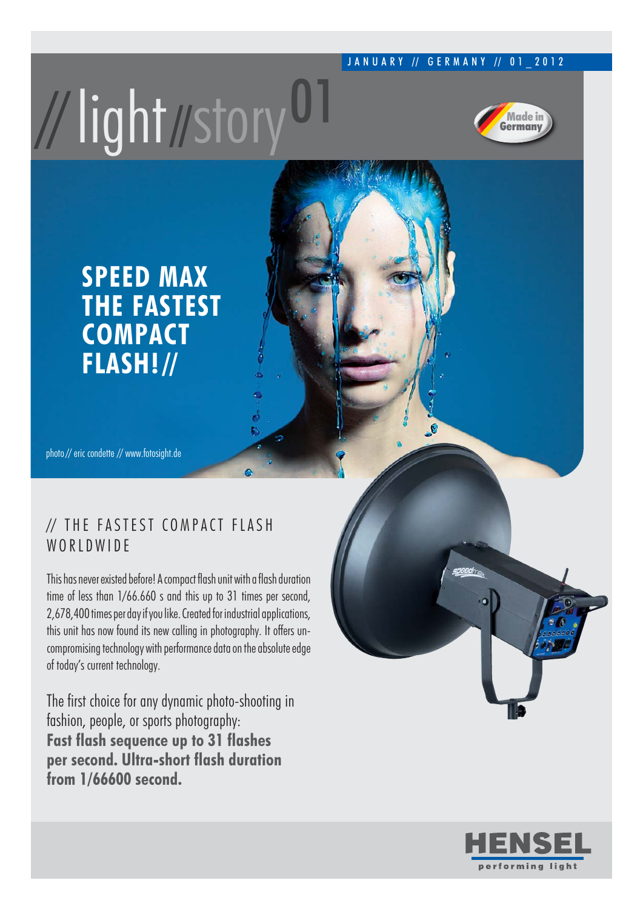JANUARY // GERMANY // 01_2012

# // light // story 01

Made in Germany

## SPEED MAX THE FASTEST COMPACT FLASH! //

photo // eric condette // www.fotosight.de

## // THE FASTEST COMPACT FLASH WORLDWIDE

This has never existed before! A compact flash unit with a flash duration time of less than 1/66.660 s and this up to 31 times per second, 2,678,400 times per day if you like. Created for industrial applications, this unit has now found its new calling in photography. It offers uncompromising technology with performance data on the absolute edge of today's current technology.

The first choice for any dynamic photo-shooting in fashion, people, or sports photography:
**Fast flash sequence up to 31 flashes per second. Ultra-short flash duration from 1/66600 second.**

HENSEL
performing light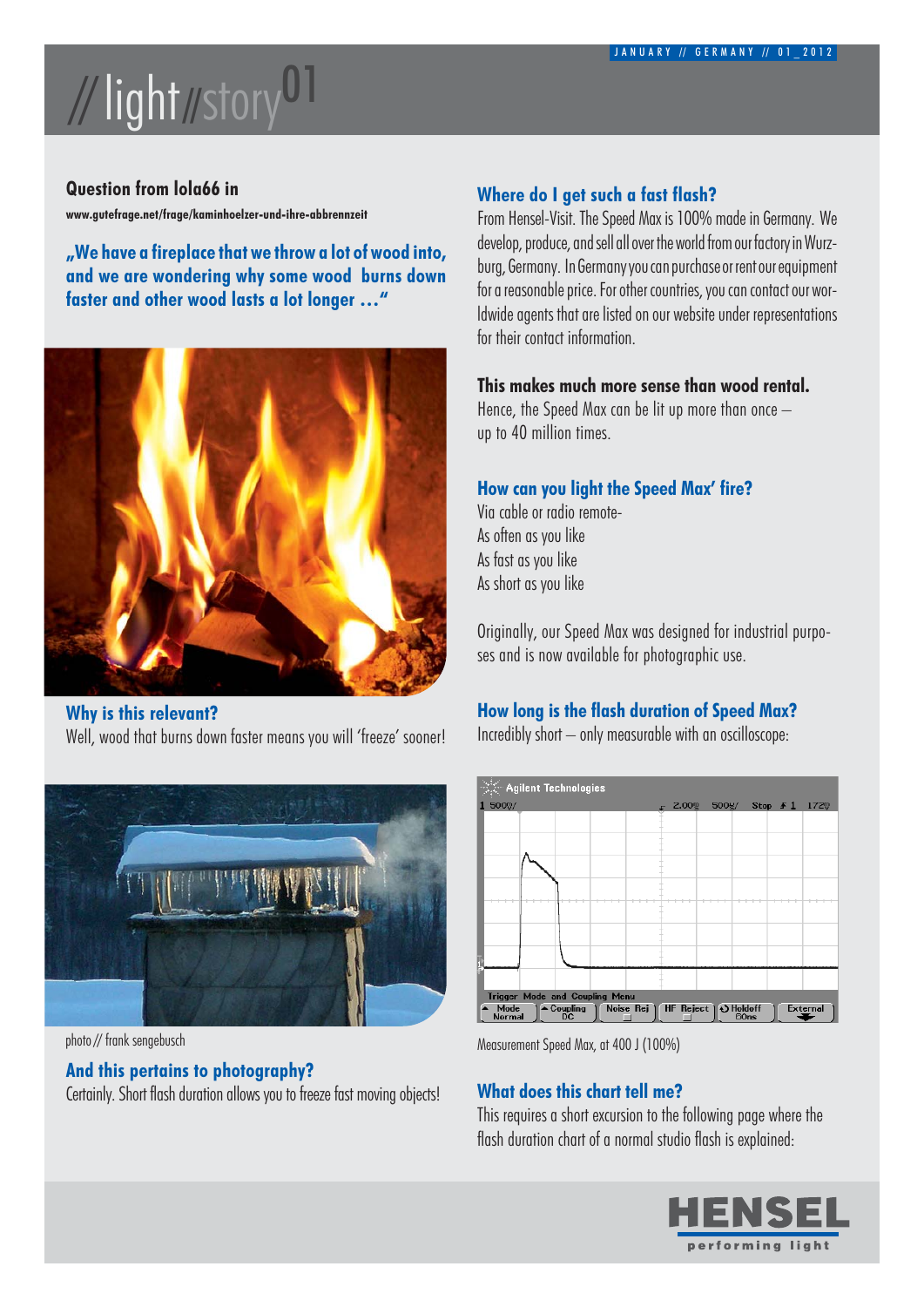# // light // story 01

## Question from lola66 in

www.gutefrage.net/frage/kaminhoelzer-und-ihre-abbrennzeit

**„We have a fireplace that we throw a lot of wood into, and we are wondering why some wood burns down faster and other wood lasts a lot longer …"**

### Why is this relevant?

Well, wood that burns down faster means you will 'freeze' sooner!

photo // frank sengebusch

### And this pertains to photography?

Certainly. Short flash duration allows you to freeze fast moving objects!

### Where do I get such a fast flash?

From Hensel-Visit. The Speed Max is 100% made in Germany. We develop, produce, and sell all over the world from our factory in Wurzburg, Germany. In Germany you can purchase or rent our equipment for a reasonable price. For other countries, you can contact our worldwide agents that are listed on our website under representations for their contact information.

### This makes much more sense than wood rental.

Hence, the Speed Max can be lit up more than once – up to 40 million times.

### How can you light the Speed Max' fire?

Via cable or radio remote-
As often as you like
As fast as you like
As short as you like

Originally, our Speed Max was designed for industrial purposes and is now available for photographic use.

### How long is the flash duration of Speed Max?

Incredibly short – only measurable with an oscilloscope:

Measurement Speed Max, at 400 J (100%)

### What does this chart tell me?

This requires a short excursion to the following page where the flash duration chart of a normal studio flash is explained: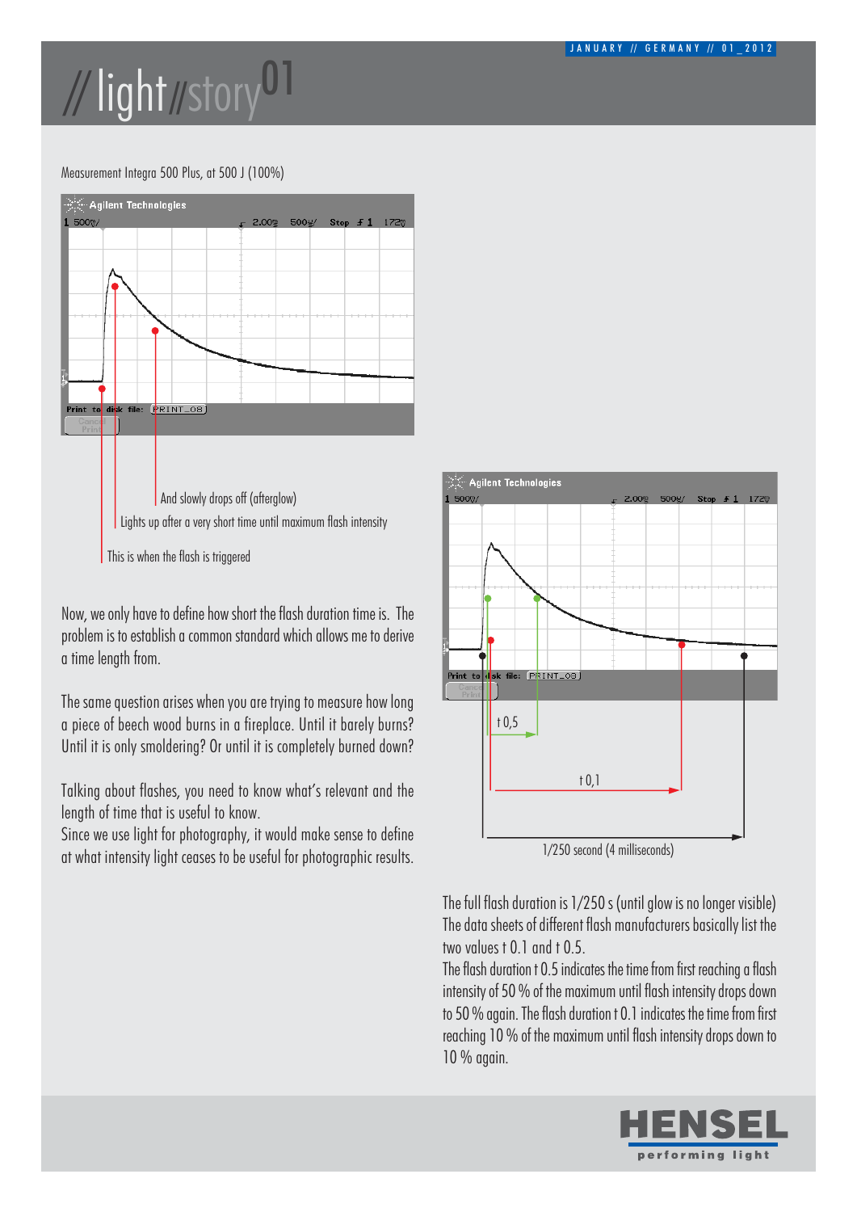Measurement Integra 500 Plus, at 500 J (100%)

And slowly drops off (afterglow)

Lights up after a very short time until maximum flash intensity

This is when the flash is triggered

Now, we only have to define how short the flash duration time is. The problem is to establish a common standard which allows me to derive a time length from.

The same question arises when you are trying to measure how long a piece of beech wood burns in a fireplace. Until it barely burns? Until it is only smoldering? Or until it is completely burned down?

Talking about flashes, you need to know what's relevant and the length of time that is useful to know.

Since we use light for photography, it would make sense to define at what intensity light ceases to be useful for photographic results.

t 0,5

t 0,1

1/250 second (4 milliseconds)

The full flash duration is 1/250 s (until glow is no longer visible) The data sheets of different flash manufacturers basically list the two values t 0.1 and t 0.5.

The flash duration t 0.5 indicates the time from first reaching a flash intensity of 50 % of the maximum until flash intensity drops down to 50 % again. The flash duration t 0.1 indicates the time from first reaching 10 % of the maximum until flash intensity drops down to 10 % again.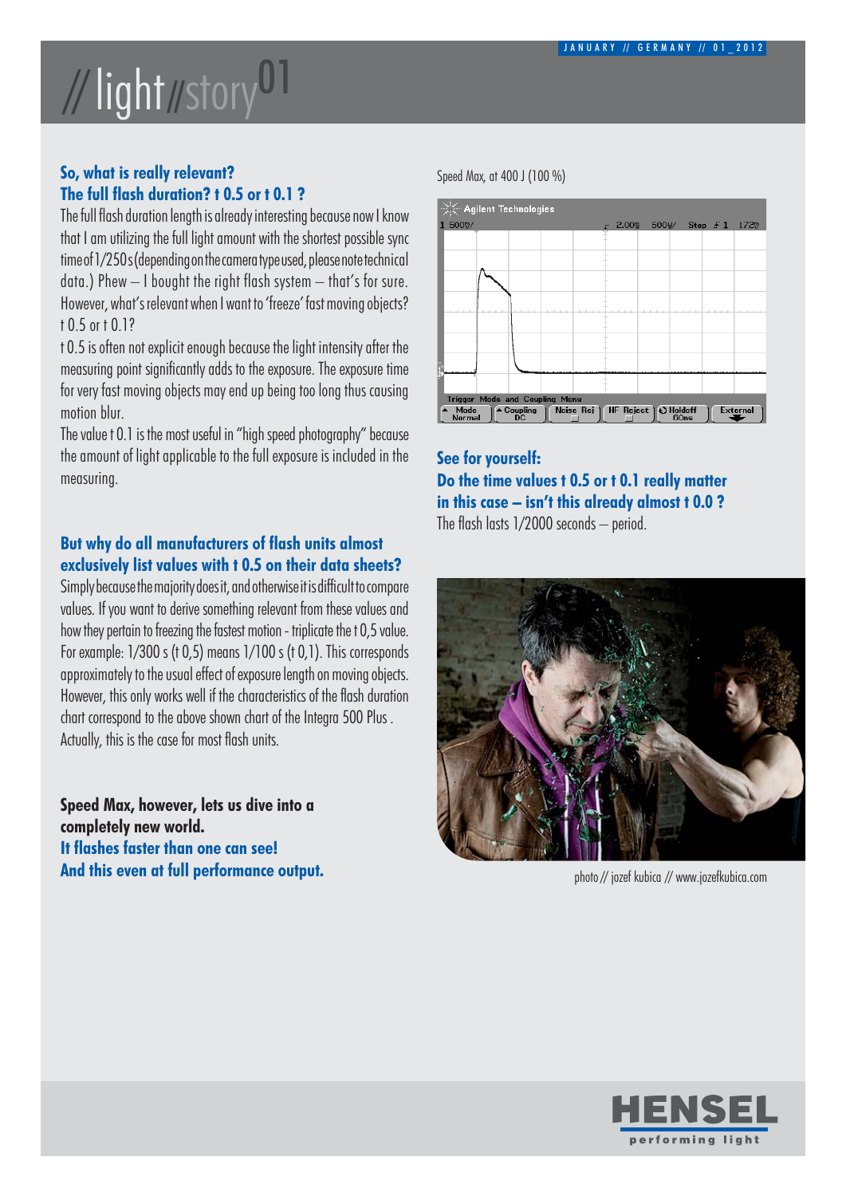## So, what is really relevant? The full flash duration? t 0.5 or t 0.1 ?

The full flash duration length is already interesting because now I know that I am utilizing the full light amount with the shortest possible sync time of 1/250 s (depending on the camera type used, please note technical data.) Phew – I bought the right flash system – that's for sure. However, what's relevant when I want to 'freeze' fast moving objects? t 0.5 or t 0.1?

t 0.5 is often not explicit enough because the light intensity after the measuring point significantly adds to the exposure. The exposure time for very fast moving objects may end up being too long thus causing motion blur.

The value t 0.1 is the most useful in "high speed photography" because the amount of light applicable to the full exposure is included in the measuring.

## But why do all manufacturers of flash units almost exclusively list values with t 0.5 on their data sheets?

Simply because the majority does it, and otherwise it is difficult to compare values. If you want to derive something relevant from these values and how they pertain to freezing the fastest motion - triplicate the t 0,5 value. For example: 1/300 s (t 0,5) means 1/100 s (t 0,1). This corresponds approximately to the usual effect of exposure length on moving objects. However, this only works well if the characteristics of the flash duration chart correspond to the above shown chart of the Integra 500 Plus . Actually, this is the case for most flash units.

**Speed Max, however, lets us dive into a completely new world.**
**It flashes faster than one can see!**
**And this even at full performance output.**

Speed Max, at 400 J (100 %)

## See for yourself: Do the time values t 0.5 or t 0.1 really matter in this case – isn't this already almost t 0.0 ?

The flash lasts 1/2000 seconds – period.

photo // jozef kubica // www.jozefkubica.com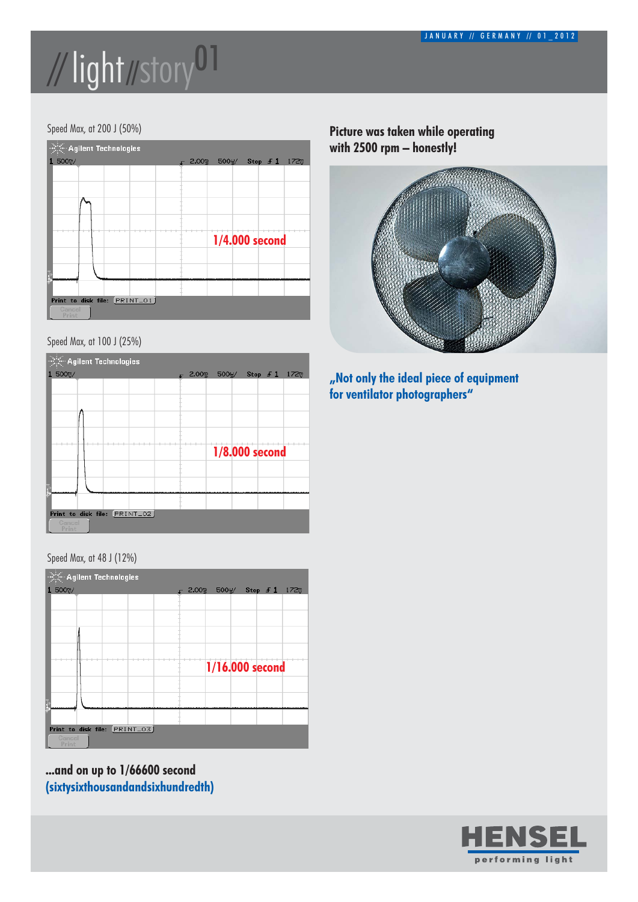# // light // story 01

Speed Max, at 200 J (50%)

1/4.000 second

Speed Max, at 100 J (25%)

1/8.000 second

Speed Max, at 48 J (12%)

1/16.000 second

**...and on up to 1/66600 second**
**(sixtysixthousandandsixhundredth)**

**Picture was taken while operating with 2500 rpm – honestly!**

**„Not only the ideal piece of equipment for ventilator photographers“**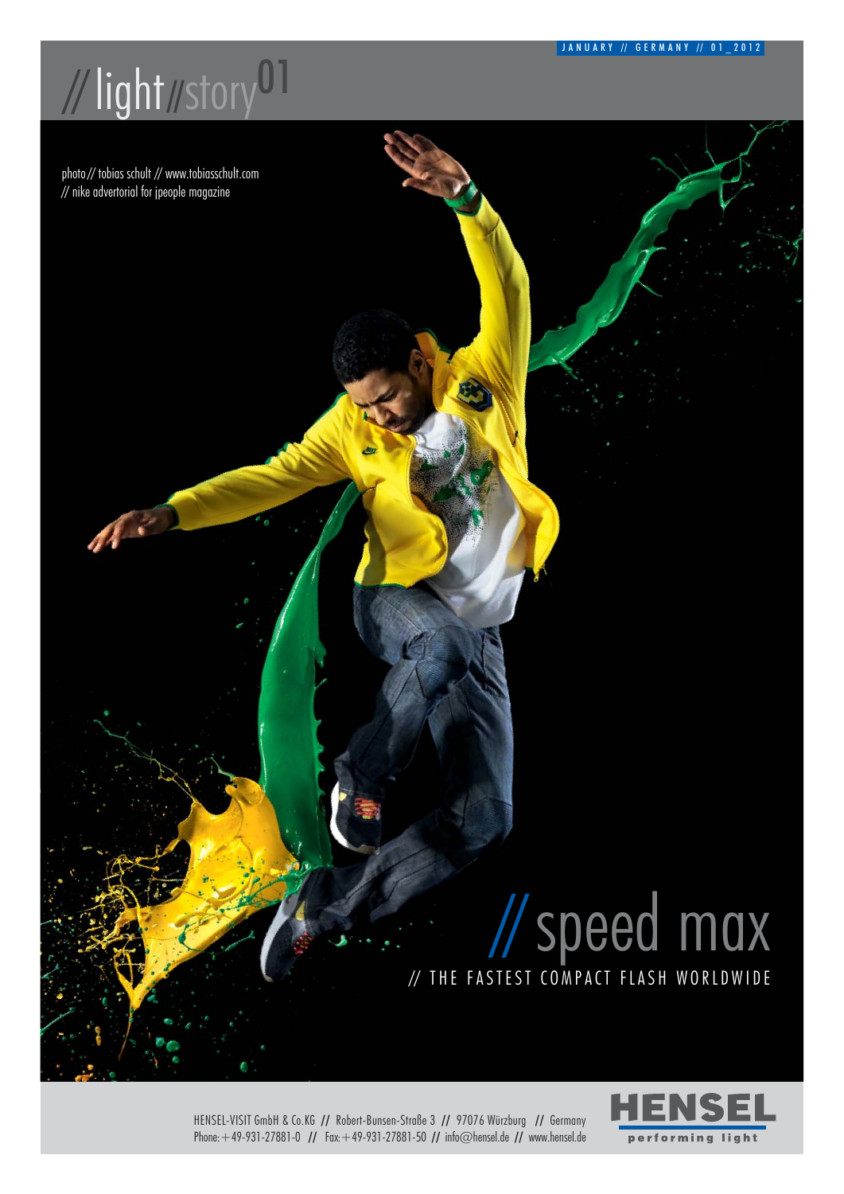JANUARY // GERMANY // 01_2012

# // light // story[01]

photo // tobias schult // www.tobiasschult.com
// nike advertorial for jpeople magazine

## // speed max

// THE FASTEST COMPACT FLASH WORLDWIDE

HENSEL-VISIT GmbH & Co.KG // Robert-Bunsen-Straße 3 // 97076 Würzburg // Germany
Phone: +49-931-27881-0 // Fax: +49-931-27881-50 // info@hensel.de // www.hensel.de

**HENSEL**
performing light